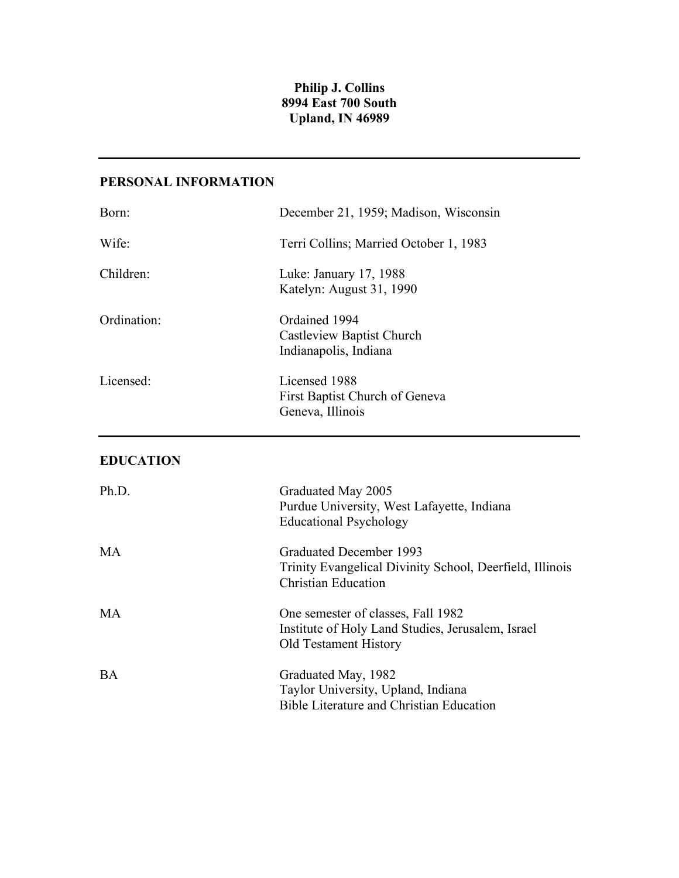**Philip J. Collins**
**8994 East 700 South**
**Upland, IN 46989**

---

## PERSONAL INFORMATION

| | |
|---|---|
| Born: | December 21, 1959; Madison, Wisconsin |
| Wife: | Terri Collins; Married October 1, 1983 |
| Children: | Luke: January 17, 1988<br>Katelyn: August 31, 1990 |
| Ordination: | Ordained 1994<br>Castleview Baptist Church<br>Indianapolis, Indiana |
| Licensed: | Licensed 1988<br>First Baptist Church of Geneva<br>Geneva, Illinois |

---

## EDUCATION

| | |
|---|---|
| Ph.D. | Graduated May 2005<br>Purdue University, West Lafayette, Indiana<br>Educational Psychology |
| MA | Graduated December 1993<br>Trinity Evangelical Divinity School, Deerfield, Illinois<br>Christian Education |
| MA | One semester of classes, Fall 1982<br>Institute of Holy Land Studies, Jerusalem, Israel<br>Old Testament History |
| BA | Graduated May, 1982<br>Taylor University, Upland, Indiana<br>Bible Literature and Christian Education |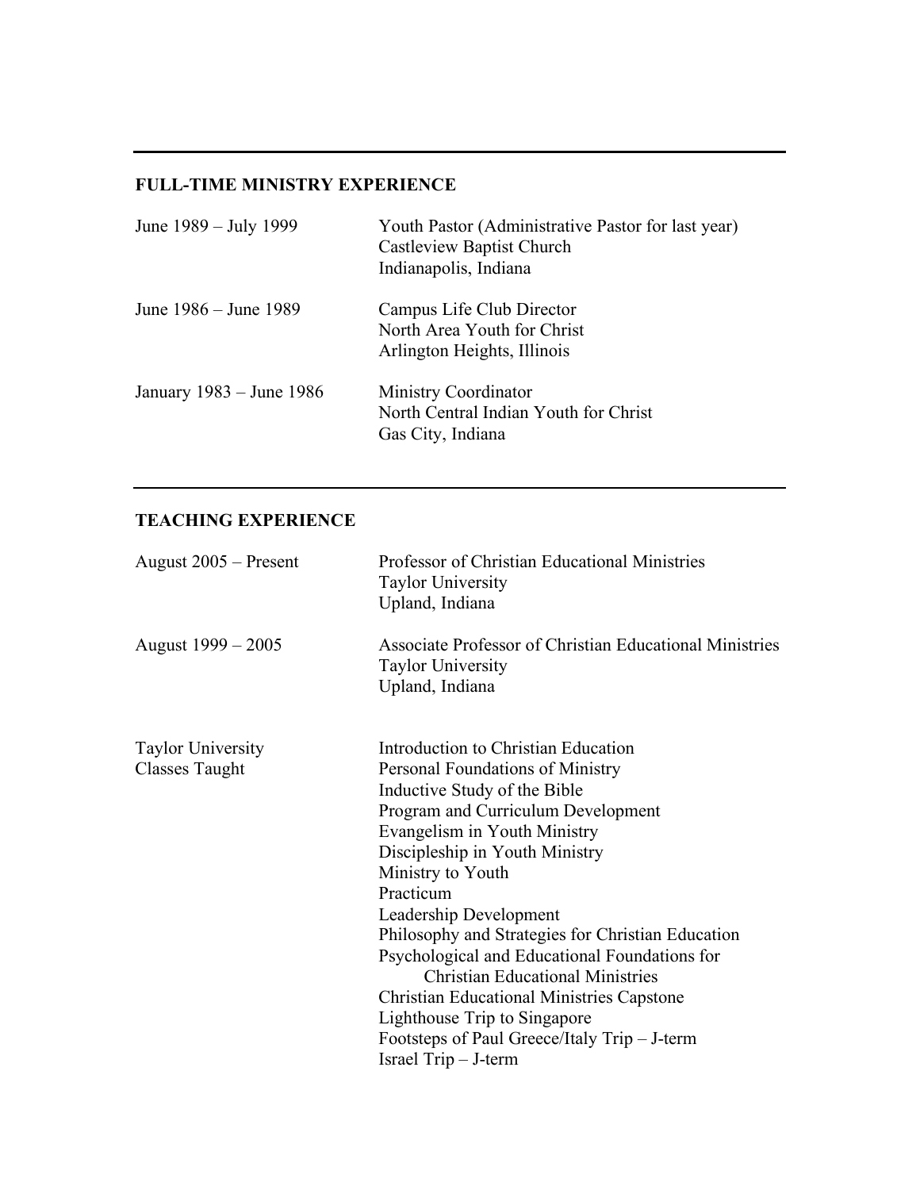---

## FULL-TIME MINISTRY EXPERIENCE

| | |
|---|---|
| June 1989 – July 1999 | Youth Pastor (Administrative Pastor for last year)<br>Castleview Baptist Church<br>Indianapolis, Indiana |
| June 1986 – June 1989 | Campus Life Club Director<br>North Area Youth for Christ<br>Arlington Heights, Illinois |
| January 1983 – June 1986 | Ministry Coordinator<br>North Central Indian Youth for Christ<br>Gas City, Indiana |

---

## TEACHING EXPERIENCE

| | |
|---|---|
| August 2005 – Present | Professor of Christian Educational Ministries<br>Taylor University<br>Upland, Indiana |
| August 1999 – 2005 | Associate Professor of Christian Educational Ministries<br>Taylor University<br>Upland, Indiana |
| Taylor University Classes Taught | Introduction to Christian Education<br>Personal Foundations of Ministry<br>Inductive Study of the Bible<br>Program and Curriculum Development<br>Evangelism in Youth Ministry<br>Discipleship in Youth Ministry<br>Ministry to Youth<br>Practicum<br>Leadership Development<br>Philosophy and Strategies for Christian Education<br>Psychological and Educational Foundations for Christian Educational Ministries<br>Christian Educational Ministries Capstone<br>Lighthouse Trip to Singapore<br>Footsteps of Paul Greece/Italy Trip – J-term<br>Israel Trip – J-term |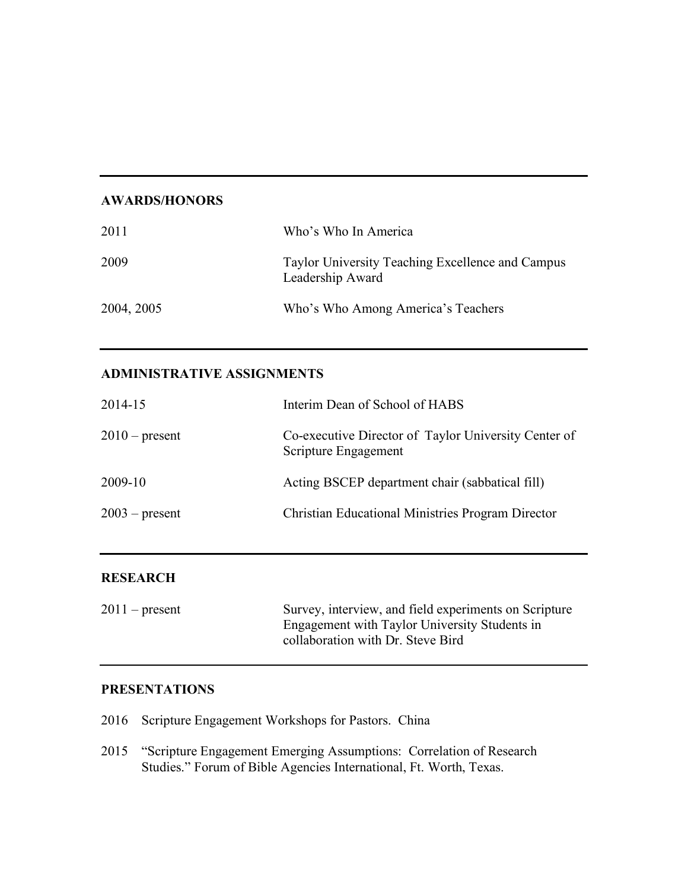## AWARDS/HONORS

| | |
|---|---|
| 2011 | Who's Who In America |
| 2009 | Taylor University Teaching Excellence and Campus Leadership Award |
| 2004, 2005 | Who's Who Among America's Teachers |

## ADMINISTRATIVE ASSIGNMENTS

| | |
|---|---|
| 2014-15 | Interim Dean of School of HABS |
| 2010 – present | Co-executive Director of Taylor University Center of Scripture Engagement |
| 2009-10 | Acting BSCEP department chair (sabbatical fill) |
| 2003 – present | Christian Educational Ministries Program Director |

## RESEARCH

| | |
|---|---|
| 2011 – present | Survey, interview, and field experiments on Scripture Engagement with Taylor University Students in collaboration with Dr. Steve Bird |

## PRESENTATIONS

2016 Scripture Engagement Workshops for Pastors. China

2015 "Scripture Engagement Emerging Assumptions: Correlation of Research Studies." Forum of Bible Agencies International, Ft. Worth, Texas.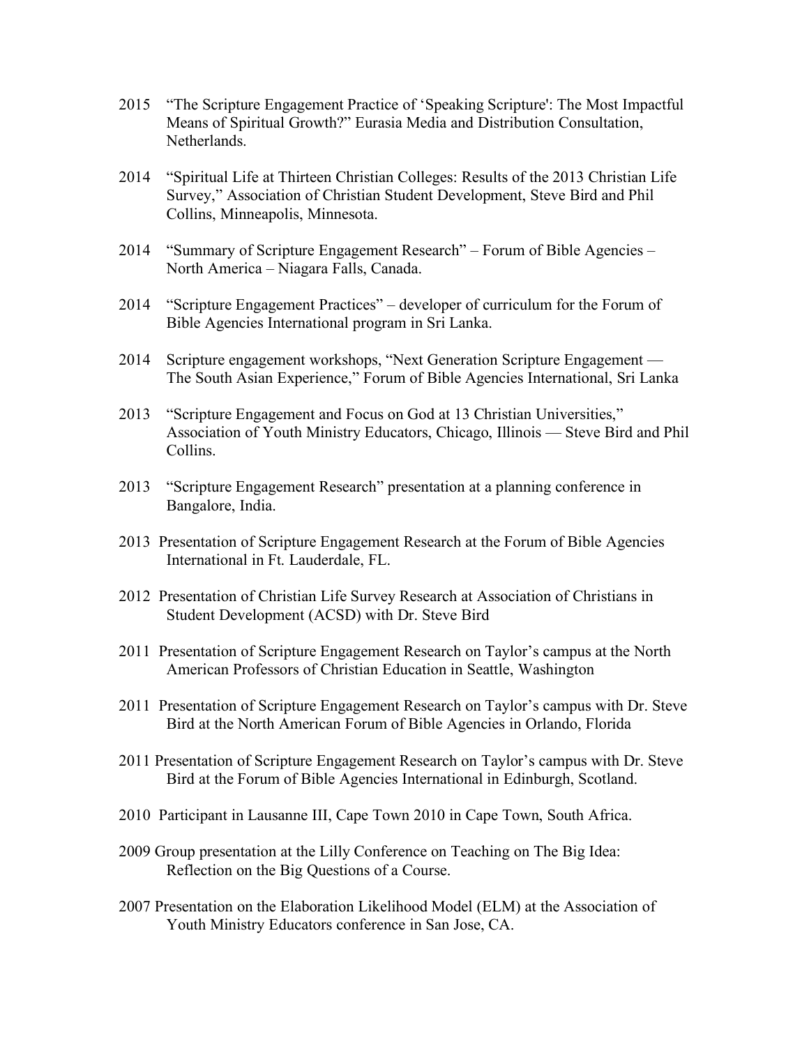2015 "The Scripture Engagement Practice of 'Speaking Scripture': The Most Impactful Means of Spiritual Growth?" Eurasia Media and Distribution Consultation, Netherlands.

2014 "Spiritual Life at Thirteen Christian Colleges: Results of the 2013 Christian Life Survey," Association of Christian Student Development, Steve Bird and Phil Collins, Minneapolis, Minnesota.

2014 "Summary of Scripture Engagement Research" – Forum of Bible Agencies – North America – Niagara Falls, Canada.

2014 "Scripture Engagement Practices" – developer of curriculum for the Forum of Bible Agencies International program in Sri Lanka.

2014 Scripture engagement workshops, "Next Generation Scripture Engagement — The South Asian Experience," Forum of Bible Agencies International, Sri Lanka

2013 "Scripture Engagement and Focus on God at 13 Christian Universities," Association of Youth Ministry Educators, Chicago, Illinois — Steve Bird and Phil Collins.

2013 "Scripture Engagement Research" presentation at a planning conference in Bangalore, India.

2013 Presentation of Scripture Engagement Research at the Forum of Bible Agencies International in Ft. Lauderdale, FL.

2012 Presentation of Christian Life Survey Research at Association of Christians in Student Development (ACSD) with Dr. Steve Bird

2011 Presentation of Scripture Engagement Research on Taylor's campus at the North American Professors of Christian Education in Seattle, Washington

2011 Presentation of Scripture Engagement Research on Taylor's campus with Dr. Steve Bird at the North American Forum of Bible Agencies in Orlando, Florida

2011 Presentation of Scripture Engagement Research on Taylor's campus with Dr. Steve Bird at the Forum of Bible Agencies International in Edinburgh, Scotland.

2010 Participant in Lausanne III, Cape Town 2010 in Cape Town, South Africa.

2009 Group presentation at the Lilly Conference on Teaching on The Big Idea: Reflection on the Big Questions of a Course.

2007 Presentation on the Elaboration Likelihood Model (ELM) at the Association of Youth Ministry Educators conference in San Jose, CA.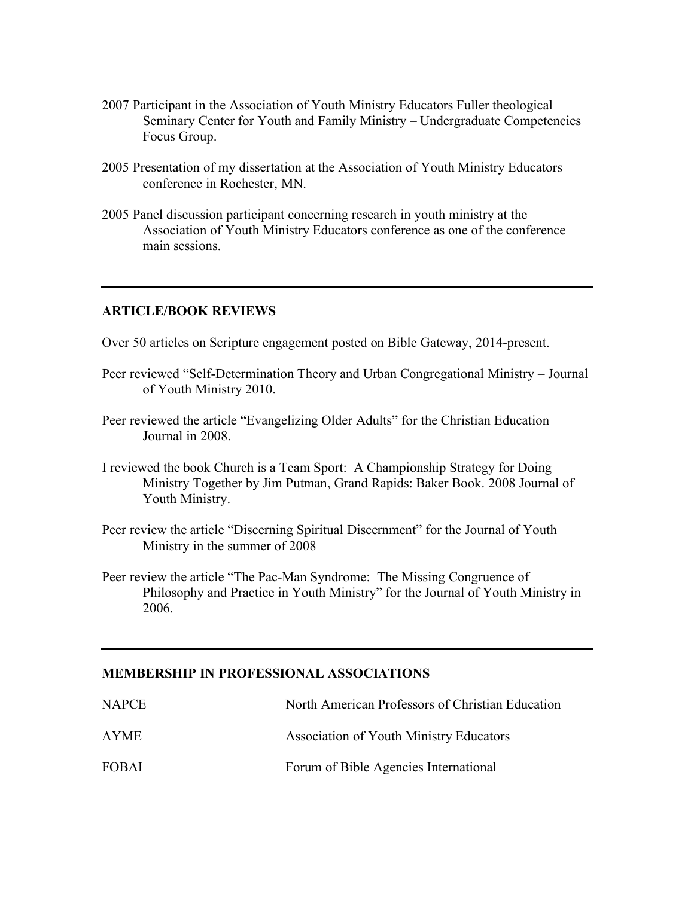2007 Participant in the Association of Youth Ministry Educators Fuller theological Seminary Center for Youth and Family Ministry – Undergraduate Competencies Focus Group.

2005 Presentation of my dissertation at the Association of Youth Ministry Educators conference in Rochester, MN.

2005 Panel discussion participant concerning research in youth ministry at the Association of Youth Ministry Educators conference as one of the conference main sessions.

---

## ARTICLE/BOOK REVIEWS

Over 50 articles on Scripture engagement posted on Bible Gateway, 2014-present.

Peer reviewed "Self-Determination Theory and Urban Congregational Ministry – Journal of Youth Ministry 2010.

Peer reviewed the article "Evangelizing Older Adults" for the Christian Education Journal in 2008.

I reviewed the book Church is a Team Sport: A Championship Strategy for Doing Ministry Together by Jim Putman, Grand Rapids: Baker Book. 2008 Journal of Youth Ministry.

Peer review the article "Discerning Spiritual Discernment" for the Journal of Youth Ministry in the summer of 2008

Peer review the article "The Pac-Man Syndrome: The Missing Congruence of Philosophy and Practice in Youth Ministry" for the Journal of Youth Ministry in 2006.

---

## MEMBERSHIP IN PROFESSIONAL ASSOCIATIONS

| | |
|---|---|
| NAPCE | North American Professors of Christian Education |
| AYME | Association of Youth Ministry Educators |
| FOBAI | Forum of Bible Agencies International |